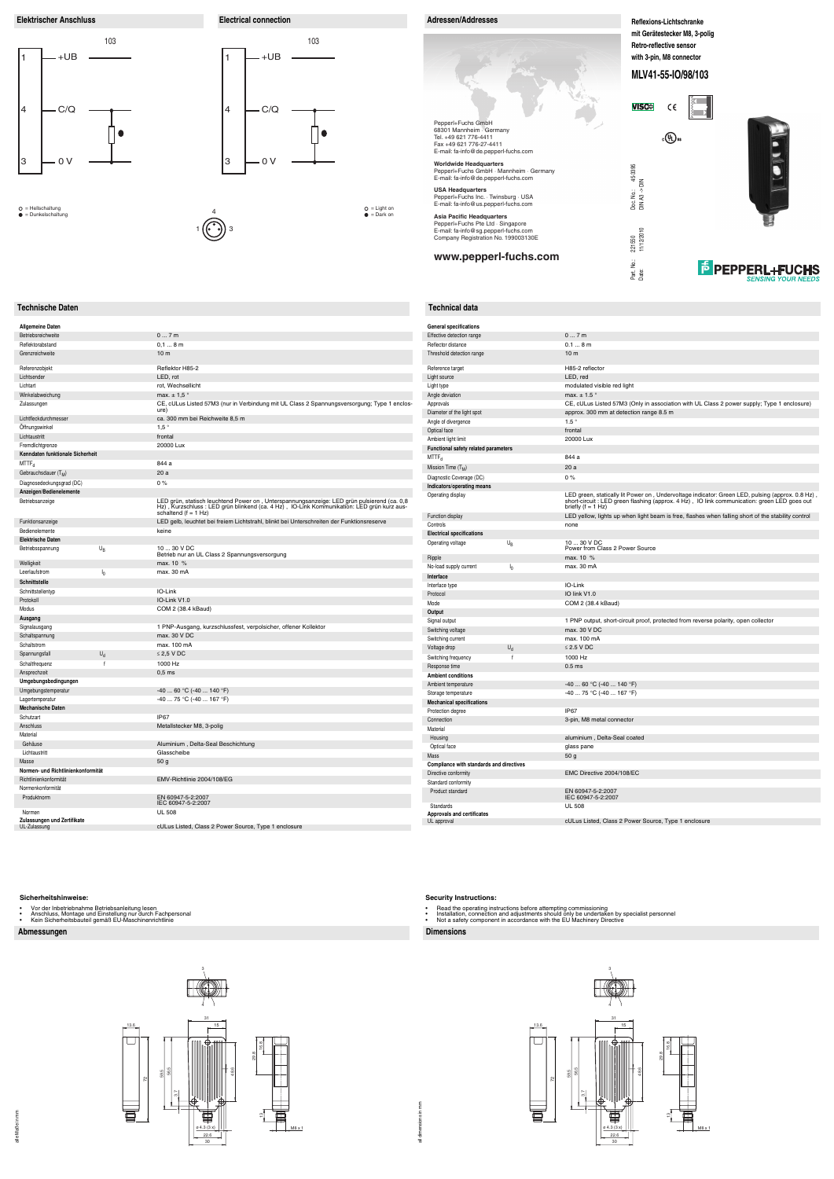# Reflexions-Lichtschranke mit Gerätestecker M8, 3-polig
# Retro-reflective sensor with 3-pin, M8 connector
# MLV41-55-IO/98/103

## Elektrischer Anschluss

103

1 +UB
4 C/Q
3 0 V

○ = Hellschaltung
● = Dunkelschaltung

## Electrical connection

103

1 +UB
4 C/Q
3 0 V

○ = Light on
● = Dark on

## Adressen/Addresses

Pepperl+Fuchs GmbH
68301 Mannheim · Germany
Tel. +49 621 776-4411
Fax +49 621 776-27-4411
E-mail: fa-info@de.pepperl-fuchs.com

**Worldwide Headquarters**
Pepperl+Fuchs GmbH · Mannheim · Germany
E-mail: fa-info@de.pepperl-fuchs.com

**USA Headquarters**
Pepperl+Fuchs Inc. · Twinsburg · USA
E-mail: fa-info@us.pepperl-fuchs.com

**Asia Pacific Headquarters**
Pepperl+Fuchs Pte Ltd · Singapore
E-mail: fa-info@sg.pepperl-fuchs.com
Company Registration No. 199003130E

**www.pepperl-fuchs.com**

Doc. No.: 453995
DIN A3 -> DIN
Part. No.: 221550
Date: 11/12/2010

PEPPERL+FUCHS
SENSING YOUR NEEDS

## Technische Daten

| | | |
|---|---|---|
| **Allgemeine Daten** | | |
| Betriebsreichweite | | 0 ... 7 m |
| Reflektorabstand | | 0,1 ... 8 m |
| Grenzreichweite | | 10 m |
| Referenzobjekt | | Reflektor H85-2 |
| Lichtsender | | LED, rot |
| Lichtart | | rot, Wechsellicht |
| Winkelabweichung | | max. ± 1,5 ° |
| Zulassungen | | CE, cULus Listed 57M3 (nur in Verbindung mit UL Class 2 Spannungsversorgung; Type 1 enclosure) |
| Lichtfleckdurchmesser | | ca. 300 mm bei Reichweite 8,5 m |
| Öffnungswinkel | | 1,5 ° |
| Lichtaustritt | | frontal |
| Fremdlichtgrenze | | 20000 Lux |
| **Kenndaten funktionale Sicherheit** | | |
| $MTTF_d$ | | 844 a |
| Gebrauchsdauer ($T_M$) | | 20 a |
| Diagnosedeckungsgrad (DC) | | 0 % |
| **Anzeigen/Bedienelemente** | | |
| Betriebsanzeige | | LED grün, statisch leuchtend Power on , Unterspannungsanzeige: LED grün pulsierend (ca. 0,8 Hz) , Kurzschluss : LED grün blinkend (ca. 4 Hz) , IO-Link Kommunikation: LED grün kurz ausschaltend (f = 1 Hz) |
| Funktionsanzeige | | LED gelb, leuchtet bei freiem Lichtstrahl, blinkt bei Unterschreiten der Funktionsreserve |
| Bedienelemente | | keine |
| **Elektrische Daten** | | |
| Betriebsspannung | $U_B$ | 10 ... 30 V DC<br>Betrieb nur an UL Class 2 Spannungsversorgung |
| Welligkeit | | max. 10 % |
| Leerlaufstrom | $I_0$ | max. 30 mA |
| **Schnittstelle** | | |
| Schnittstellentyp | | IO-Link |
| Protokoll | | IO-Link V1.0 |
| Modus | | COM 2 (38.4 kBaud) |
| **Ausgang** | | |
| Signalausgang | | 1 PNP-Ausgang, kurzschlussfest, verpolsicher, offener Kollektor |
| Schaltspannung | | max. 30 V DC |
| Schaltstrom | | max. 100 mA |
| Spannungsfall | $U_d$ | ≤ 2,5 V DC |
| Schaltfrequenz | f | 1000 Hz |
| Ansprechzeit | | 0,5 ms |
| **Umgebungsbedingungen** | | |
| Umgebungstemperatur | | -40 ... 60 °C (-40 ... 140 °F) |
| Lagertemperatur | | -40 ... 75 °C (-40 ... 167 °F) |
| **Mechanische Daten** | | |
| Schutzart | | IP67 |
| Anschluss | | Metallstecker M8, 3-polig |
| Material | | |
| Gehäuse | | Aluminium , Delta-Seal Beschichtung |
| Lichtaustritt | | Glasscheibe |
| Masse | | 50 g |
| **Normen- und Richtlinienkonformität** | | |
| Richtlinienkonformität | | EMV-Richtlinie 2004/108/EG |
| Normenkonformität | | |
| Produktnorm | | EN 60947-5-2:2007<br>IEC 60947-5-2:2007 |
| Normen | | UL 508 |
| **Zulassungen und Zertifikate** | | |
| UL-Zulassung | | cULus Listed, Class 2 Power Source, Type 1 enclosure |

## Technical data

| | | |
|---|---|---|
| **General specifications** | | |
| Effective detection range | | 0 ... 7 m |
| Reflector distance | | 0.1 ... 8 m |
| Threshold detection range | | 10 m |
| Reference target | | H85-2 reflector |
| Light source | | LED, red |
| Light type | | modulated visible red light |
| Angle deviation | | max. ± 1.5 ° |
| Approvals | | CE, cULus Listed 57M3 (Only in association with UL Class 2 power supply; Type 1 enclosure) |
| Diameter of the light spot | | approx. 300 mm at detection range 8.5 m |
| Angle of divergence | | 1.5 ° |
| Optical face | | frontal |
| Ambient light limit | | 20000 Lux |
| **Functional safety related parameters** | | |
| $MTTF_d$ | | 844 a |
| Mission Time ($T_M$) | | 20 a |
| Diagnostic Coverage (DC) | | 0 % |
| **Indicators/operating means** | | |
| Operating display | | LED green, statically lit Power on , Undervoltage indicator: Green LED, pulsing (approx. 0.8 Hz) , short-circuit : LED green flashing (approx. 4 Hz) , IO link communication: green LED goes out briefly (f = 1 Hz) |
| Function display | | LED yellow, lights up when light beam is free, flashes when falling short of the stability control |
| Controls | | none |
| **Electrical specifications** | | |
| Operating voltage | $U_B$ | 10 ... 30 V DC<br>Power from Class 2 Power Source |
| Ripple | | max. 10 % |
| No-load supply current | $I_0$ | max. 30 mA |
| **Interface** | | |
| Interface type | | IO-Link |
| Protocol | | IO link V1.0 |
| Mode | | COM 2 (38.4 kBaud) |
| **Output** | | |
| Signal output | | 1 PNP output, short-circuit proof, protected from reverse polarity, open collector |
| Switching voltage | | max. 30 V DC |
| Switching current | | max. 100 mA |
| Voltage drop | $U_d$ | ≤ 2.5 V DC |
| Switching frequency | f | 1000 Hz |
| Response time | | 0.5 ms |
| **Ambient conditions** | | |
| Ambient temperature | | -40 ... 60 °C (-40 ... 140 °F) |
| Storage temperature | | -40 ... 75 °C (-40 ... 167 °F) |
| **Mechanical specifications** | | |
| Protection degree | | IP67 |
| Connection | | 3-pin, M8 metal connector |
| Material | | |
| Housing | | aluminium , Delta-Seal coated |
| Optical face | | glass pane |
| Mass | | 50 g |
| **Compliance with standards and directives** | | |
| Directive conformity | | EMC Directive 2004/108/EC |
| Standard conformity | | |
| Product standard | | EN 60947-5-2:2007<br>IEC 60947-5-2:2007 |
| Standards | | UL 508 |
| **Approvals and certificates** | | |
| UL approval | | cULus Listed, Class 2 Power Source, Type 1 enclosure |

### Sicherheitshinweise:

- Vor der Inbetriebnahme Betriebsanleitung lesen
- Anschluss, Montage und Einstellung nur durch Fachpersonal
- Kein Sicherheitsbauteil gemäß EU-Maschinenrichtlinie

### Security Instructions:

- Read the operating instructions before attempting commissioning
- Installation, connection and adjustments should only be undertaken by specialist personnel
- Not a safety component in accordance with the EU Machinery Directive

## Abmessungen

alle Maße in mm

## Dimensions

all dimensions in mm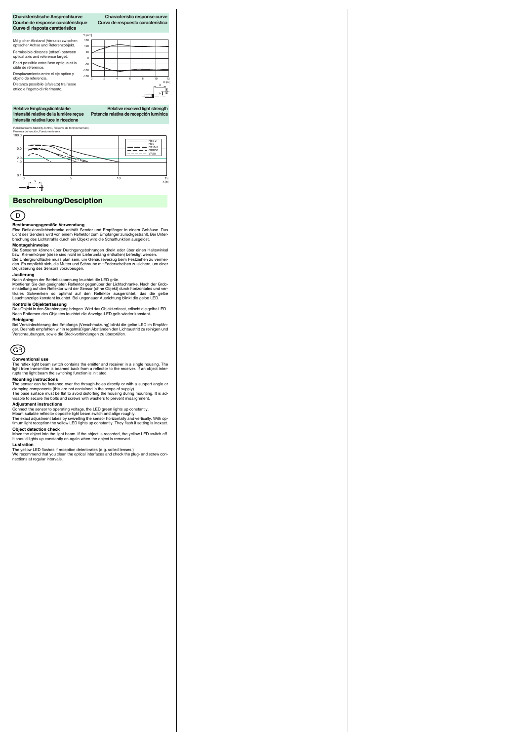**Charakteristische Ansprechkurve** **Characteristic response curve**
**Courbe de response caractéristique** **Curva de respuesta característica**
**Curve di risposta caratteristica**

Möglicher Abstand (Versatz) zwischen optischer Achse und Referenzobjekt.

Permissible distance (offset) between optical axis and reference target.

Ecart possible entre l'axe optique et la cible de référence.

Desplazamiento entre el eje óptico y objeto de referencia.

Distanza possibile (sfalsato) tra l'asse ottico e l'oggetto di riferimento.

Y [mm]
150
100
50
0
-50
-100
-150
0 2 4 6 8 10 12
X [m]
X
Y

**Relative Empfangslichtstärke** **Relative received light strength**
**Intensité relative de la lumière reçue** **Potencia relativa de recepción lumínica**
**Intensità relativa luce in ricezione**

Funktionsreserve, Stability control, Réserve de fonctionnement, Reserva de función, Funzione riserva

100.0
10.0
2.0
1.0
0.1
0 5 10 15
X [m]
X

H85-2
H60
C110-2
ORR50
VR10

## Beschreibung/Desciption

(D)

### Bestimmungsgemäße Verwendung

Eine Reflexionslichtschranke enthält Sender und Empfänger in einem Gehäuse. Das Licht des Senders wird von einem Reflektor zum Empfänger zurückgestrahlt. Bei Unterbrechung des Lichtstrahls durch ein Objekt wird die Schaltfunktion ausgelöst.

### Montagehinweise

Die Sensoren können über Durchgangsbohrungen direkt oder über einen Haltewinkel bzw. Klemmkörper (diese sind nicht im Lieferumfang enthalten) befestigt werden.
Die Untergrundfläche muss plan sein, um Gehäuseverzug beim Festziehen zu vermeiden. Es empfiehlt sich, die Mutter und Schraube mit Federscheiben zu sichern, um einer Dejustierung des Sensors vorzubeugen.

### Justierung

Nach Anlegen der Betriebsspannung leuchtet die LED grün.
Montieren Sie den geeigneten Reflektor gegenüber der Lichtschranke. Nach der Grobeinstellung auf den Reflektor wird der Sensor (ohne Objekt) durch horizontales und vertikales Schwenken so optimal auf den Reflektor ausgerichtet, das die gelbe Leuchtanzeige konstant leuchtet. Bei ungenauer Ausrichtung blinkt die gelbe LED.

### Kontrolle Objekterfassung

Das Objekt in den Strahlengang bringen. Wird das Objekt erfasst, erlischt die gelbe LED. Nach Entfernen des Objektes leuchtet die Anzeige-LED gelb wieder konstant.

### Reinigung

Bei Verschlechterung des Empfangs (Verschmutzung) blinkt die gelbe LED im Empfänger. Deshalb empfehlen wir in regelmäßigen Abständen den Lichtaustritt zu reinigen und Verschraubungen, sowie die Steckverbindungen zu überprüfen.

(GB)

### Conventional use

The reflex light beam switch contains the emitter and receiver in a single housing. The light from transmitter is beamed back from a reflector to the receiver. If an object interrupts the light beam the switching function is initiated.

### Mounting instructions

The sensor can be fastened over the through-holes directly or with a support angle or clamping components (this are not contained in the scope of supply).
The base surface must be flat to avoid distorting the housing during mounting. It is advisable to secure the bolts and screws with washers to prevent misalignment.

### Adjustment instructions

Connect the sensor to operating voltage, the LED green lights up constantly.
Mount suitable reflector opposite light beam switch and align roughly.
The exact adjustment takes by swivelling the sensor horizontally and vertically. With optimum light reception the yellow LED lights up constantly. They flash if setting is inexact.

### Object detection check

Move the object into the light beam. If the object is recorded, the yellow LED switch off. It should lights up constantly on again when the object is removed.

### Lustration

The yellow LED flashes if reception deteriorates (e.g. soiled lenses.)
We recommend that you clean the optical interfaces and check the plug- and screw connections at regular intervals.